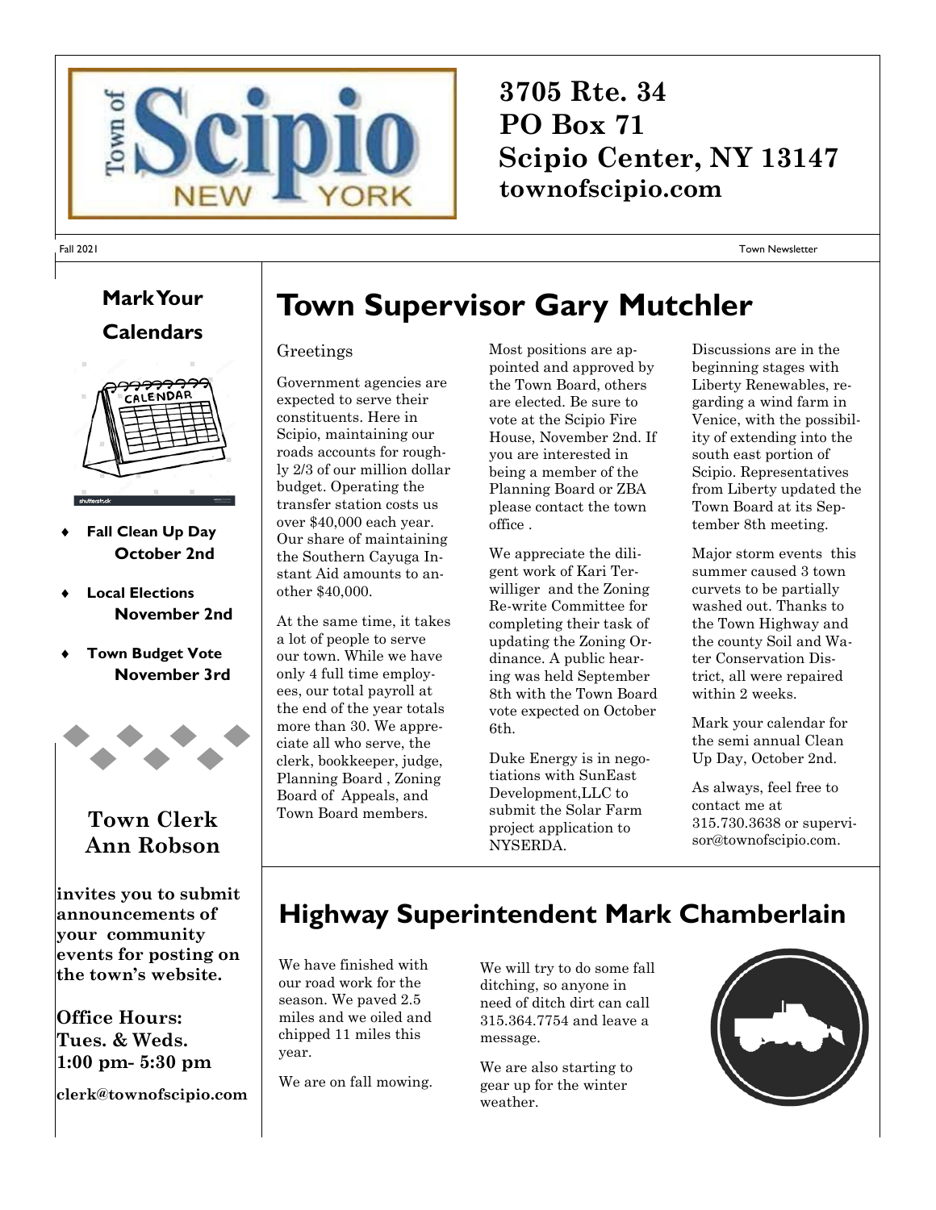# Town of Scipio New York

**3705 Rte. 34**
**PO Box 71**
**Scipio Center, NY 13147**
**townofscipio.com**

Fall 2021 — Town Newsletter

## Mark Your Calendars

- **Fall Clean Up Day** **October 2nd**
- **Local Elections** **November 2nd**
- **Town Budget Vote** **November 3rd**

## Town Clerk Ann Robson

**invites you to submit announcements of your community events for posting on the town's website.**

**Office Hours:**
**Tues. & Weds.**
**1:00 pm- 5:30 pm**

**clerk@townofscipio.com**

# Town Supervisor Gary Mutchler

Greetings

Government agencies are expected to serve their constituents. Here in Scipio, maintaining our roads accounts for roughly 2/3 of our million dollar budget. Operating the transfer station costs us over $40,000 each year. Our share of maintaining the Southern Cayuga Instant Aid amounts to another $40,000.

At the same time, it takes a lot of people to serve our town. While we have only 4 full time employees, our total payroll at the end of the year totals more than 30. We appreciate all who serve, the clerk, bookkeeper, judge, Planning Board , Zoning Board of Appeals, and Town Board members.

Most positions are appointed and approved by the Town Board, others are elected. Be sure to vote at the Scipio Fire House, November 2nd. If you are interested in being a member of the Planning Board or ZBA please contact the town office .

We appreciate the diligent work of Kari Terwilliger and the Zoning Re-write Committee for completing their task of updating the Zoning Ordinance. A public hearing was held September 8th with the Town Board vote expected on October 6th.

Duke Energy is in negotiations with SunEast Development,LLC to submit the Solar Farm project application to NYSERDA.

Discussions are in the beginning stages with Liberty Renewables, regarding a wind farm in Venice, with the possibility of extending into the south east portion of Scipio. Representatives from Liberty updated the Town Board at its September 8th meeting.

Major storm events this summer caused 3 town curvets to be partially washed out. Thanks to the Town Highway and the county Soil and Water Conservation District, all were repaired within 2 weeks.

Mark your calendar for the semi annual Clean Up Day, October 2nd.

As always, feel free to contact me at 315.730.3638 or supervisor@townofscipio.com.

# Highway Superintendent Mark Chamberlain

We have finished with our road work for the season. We paved 2.5 miles and we oiled and chipped 11 miles this year.

We are on fall mowing.

We will try to do some fall ditching, so anyone in need of ditch dirt can call 315.364.7754 and leave a message.

We are also starting to gear up for the winter weather.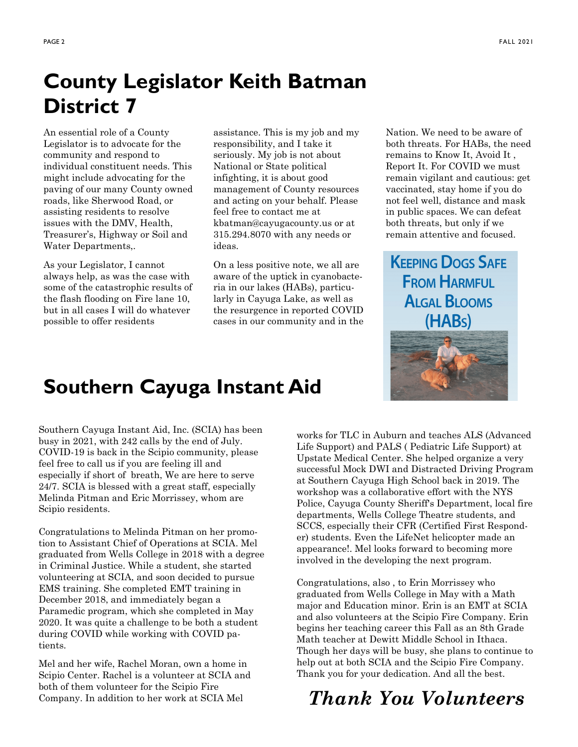# County Legislator Keith Batman District 7

An essential role of a County Legislator is to advocate for the community and respond to individual constituent needs. This might include advocating for the paving of our many County owned roads, like Sherwood Road, or assisting residents to resolve issues with the DMV, Health, Treasurer's, Highway or Soil and Water Departments,.

As your Legislator, I cannot always help, as was the case with some of the catastrophic results of the flash flooding on Fire lane 10, but in all cases I will do whatever possible to offer residents assistance. This is my job and my responsibility, and I take it seriously. My job is not about National or State political infighting, it is about good management of County resources and acting on your behalf. Please feel free to contact me at kbatman@cayugacounty.us or at 315.294.8070 with any needs or ideas.

On a less positive note, we all are aware of the uptick in cyanobacteria in our lakes (HABs), particularly in Cayuga Lake, as well as the resurgence in reported COVID cases in our community and in the Nation. We need to be aware of both threats. For HABs, the need remains to Know It, Avoid It , Report It. For COVID we must remain vigilant and cautious: get vaccinated, stay home if you do not feel well, distance and mask in public spaces. We can defeat both threats, but only if we remain attentive and focused.

**Keeping Dogs Safe From Harmful Algal Blooms (HABs)**

# Southern Cayuga Instant Aid

Southern Cayuga Instant Aid, Inc. (SCIA) has been busy in 2021, with 242 calls by the end of July. COVID-19 is back in the Scipio community, please feel free to call us if you are feeling ill and especially if short of breath, We are here to serve 24/7. SCIA is blessed with a great staff, especially Melinda Pitman and Eric Morrissey, whom are Scipio residents.

Congratulations to Melinda Pitman on her promotion to Assistant Chief of Operations at SCIA. Mel graduated from Wells College in 2018 with a degree in Criminal Justice. While a student, she started volunteering at SCIA, and soon decided to pursue EMS training. She completed EMT training in December 2018, and immediately began a Paramedic program, which she completed in May 2020. It was quite a challenge to be both a student during COVID while working with COVID patients.

Mel and her wife, Rachel Moran, own a home in Scipio Center. Rachel is a volunteer at SCIA and both of them volunteer for the Scipio Fire Company. In addition to her work at SCIA Mel works for TLC in Auburn and teaches ALS (Advanced Life Support) and PALS ( Pediatric Life Support) at Upstate Medical Center. She helped organize a very successful Mock DWI and Distracted Driving Program at Southern Cayuga High School back in 2019. The workshop was a collaborative effort with the NYS Police, Cayuga County Sheriff's Department, local fire departments, Wells College Theatre students, and SCCS, especially their CFR (Certified First Responder) students. Even the LifeNet helicopter made an appearance!. Mel looks forward to becoming more involved in the developing the next program.

Congratulations, also , to Erin Morrissey who graduated from Wells College in May with a Math major and Education minor. Erin is an EMT at SCIA and also volunteers at the Scipio Fire Company. Erin begins her teaching career this Fall as an 8th Grade Math teacher at Dewitt Middle School in Ithaca. Though her days will be busy, she plans to continue to help out at both SCIA and the Scipio Fire Company. Thank you for your dedication. And all the best.

***Thank You Volunteers***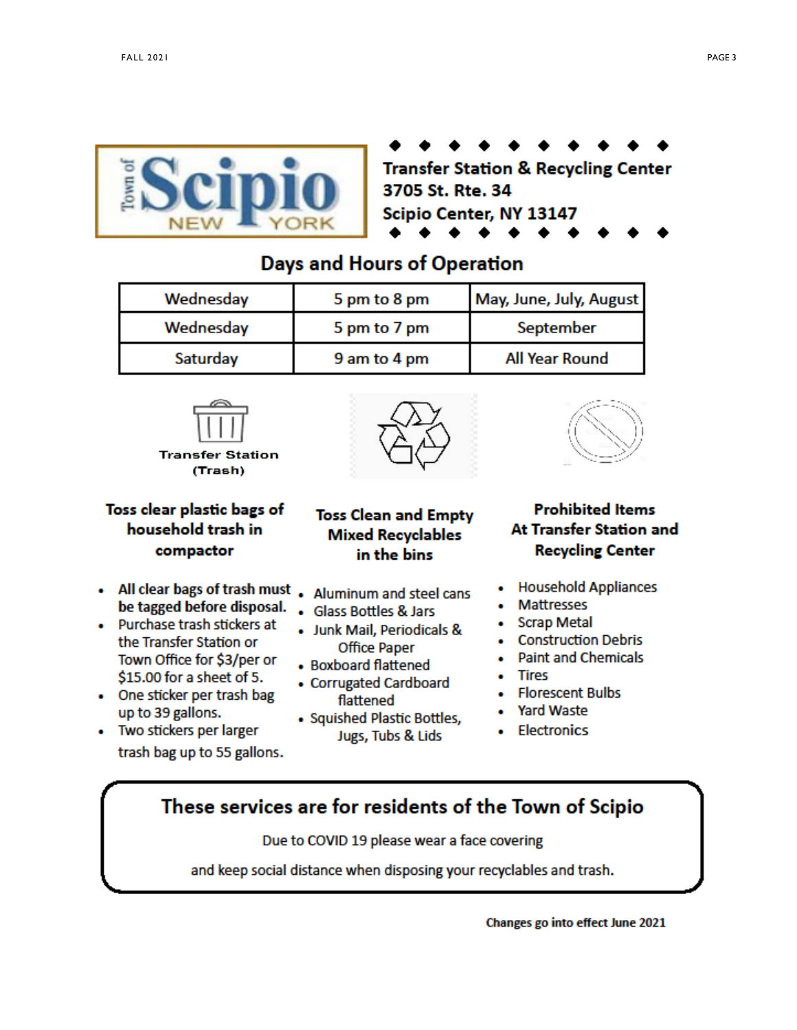**Town of Scipio NEW YORK**

**Transfer Station & Recycling Center**
**3705 St. Rte. 34**
**Scipio Center, NY 13147**

## Days and Hours of Operation

| | | |
|---|---|---|
| Wednesday | 5 pm to 8 pm | May, June, July, August |
| Wednesday | 5 pm to 7 pm | September |
| Saturday | 9 am to 4 pm | All Year Round |

**Transfer Station (Trash)**

### Toss clear plastic bags of household trash in compactor

- **All clear bags of trash must be tagged before disposal.**
- Purchase trash stickers at the Transfer Station or Town Office for $3/per or $15.00 for a sheet of 5.
- One sticker per trash bag up to 39 gallons.
- Two stickers per larger trash bag up to 55 gallons.

### Toss Clean and Empty Mixed Recyclables in the bins

- Aluminum and steel cans
- Glass Bottles & Jars
- Junk Mail, Periodicals & Office Paper
- Boxboard flattened
- Corrugated Cardboard flattened
- Squished Plastic Bottles, Jugs, Tubs & Lids

### Prohibited Items At Transfer Station and Recycling Center

- Household Appliances
- Mattresses
- Scrap Metal
- Construction Debris
- Paint and Chemicals
- Tires
- Florescent Bulbs
- Yard Waste
- Electronics

## These services are for residents of the Town of Scipio

Due to COVID 19 please wear a face covering

and keep social distance when disposing your recyclables and trash.

**Changes go into effect June 2021**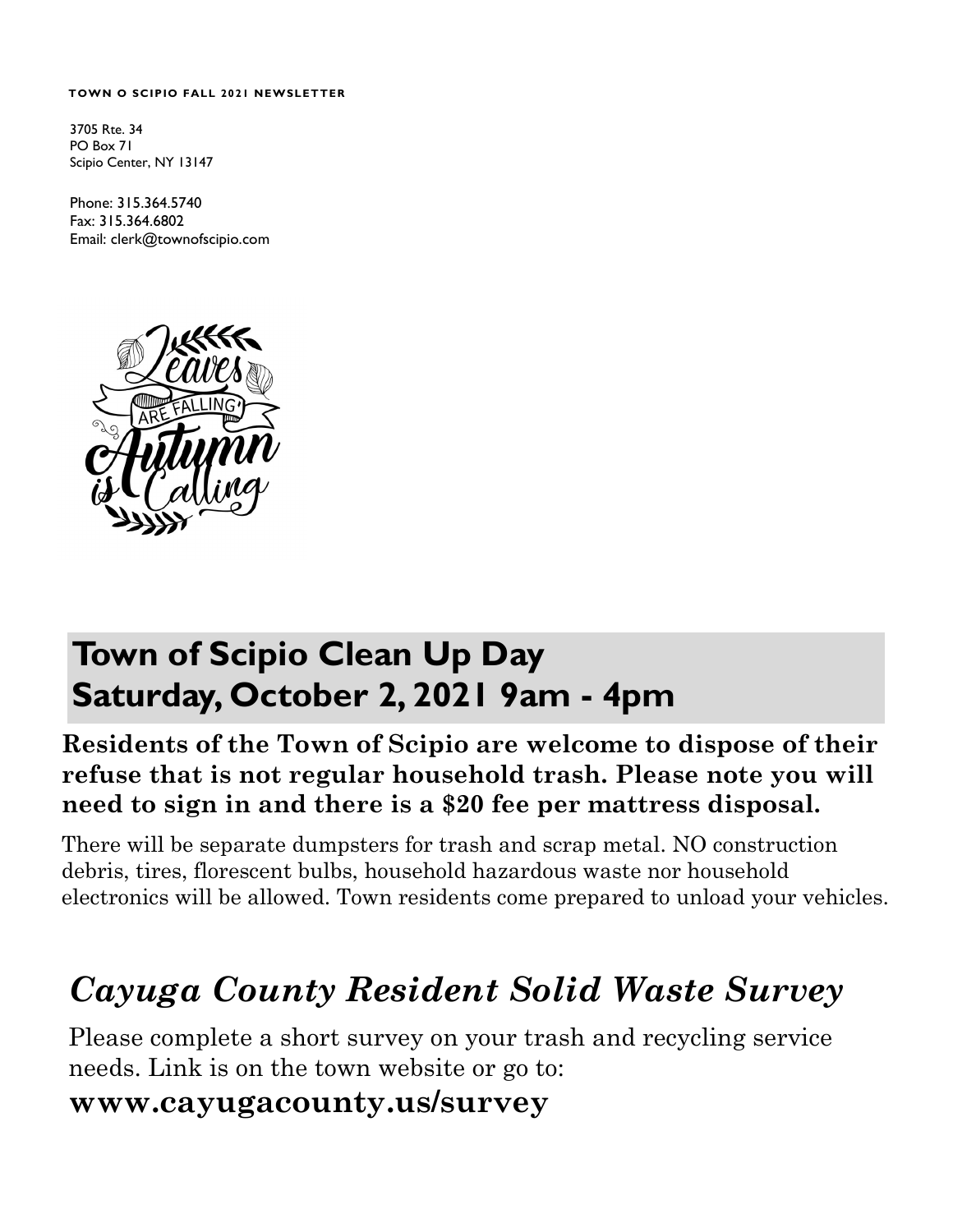**TOWN O SCIPIO FALL 2021 NEWSLETTER**

3705 Rte. 34
PO Box 71
Scipio Center, NY 13147

Phone: 315.364.5740
Fax: 315.364.6802
Email: clerk@townofscipio.com

Leaves ARE FALLING Autumn is Calling

## Town of Scipio Clean Up Day
## Saturday, October 2, 2021 9am - 4pm

**Residents of the Town of Scipio are welcome to dispose of their refuse that is not regular household trash. Please note you will need to sign in and there is a $20 fee per mattress disposal.**

There will be separate dumpsters for trash and scrap metal. NO construction debris, tires, florescent bulbs, household hazardous waste nor household electronics will be allowed. Town residents come prepared to unload your vehicles.

## *Cayuga County Resident Solid Waste Survey*

Please complete a short survey on your trash and recycling service needs. Link is on the town website or go to:

**www.cayugacounty.us/survey**